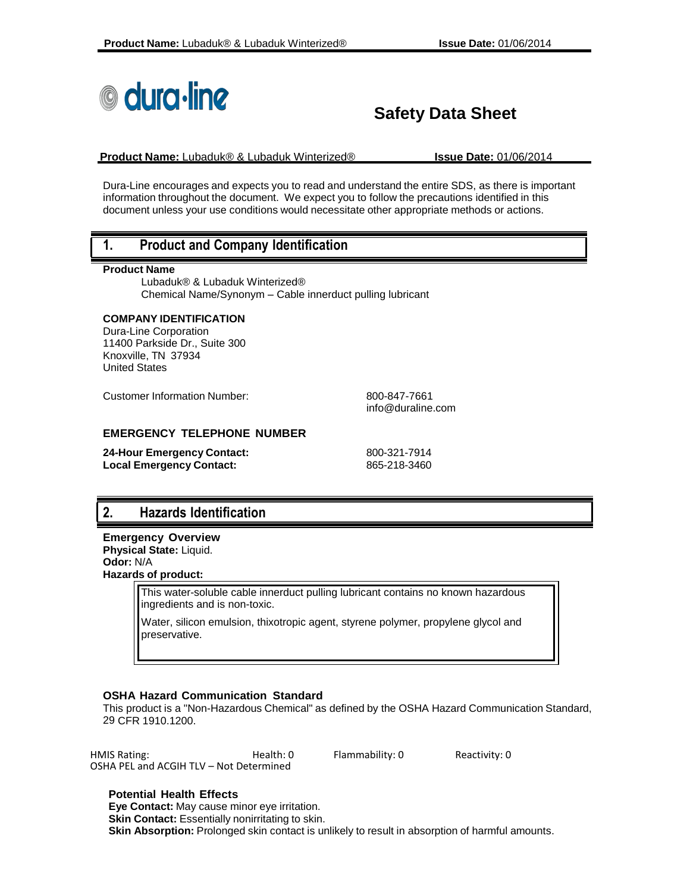# Safety Data Sheet

**Product Name:** Lubaduk® & Lubaduk Winterized® **Issue Date:** 01/06/2014

Dura-Line encourages and expects you to read and understand the entire SDS, as there is important information throughout the document. We expect you to follow the precautions identified in this document unless your use conditions would necessitate other appropriate methods or actions.

## 1. Product and Company Identification

**Product Name**

Lubaduk® & Lubaduk Winterized®
Chemical Name/Synonym – Cable innerduct pulling lubricant

**COMPANY IDENTIFICATION**

Dura-Line Corporation
11400 Parkside Dr., Suite 300
Knoxville, TN 37934
United States

Customer Information Number: 800-847-7661
info@duraline.com

**EMERGENCY TELEPHONE NUMBER**

**24-Hour Emergency Contact:** 800-321-7914
**Local Emergency Contact:** 865-218-3460

## 2. Hazards Identification

**Emergency Overview**
**Physical State:** Liquid.
**Odor:** N/A
**Hazards of product:**

> This water-soluble cable innerduct pulling lubricant contains no known hazardous ingredients and is non-toxic.
>
> Water, silicon emulsion, thixotropic agent, styrene polymer, propylene glycol and preservative.

**OSHA Hazard Communication Standard**

This product is a "Non-Hazardous Chemical" as defined by the OSHA Hazard Communication Standard, 29 CFR 1910.1200.

HMIS Rating: Health: 0 Flammability: 0 Reactivity: 0
OSHA PEL and ACGIH TLV – Not Determined

**Potential Health Effects**

**Eye Contact:** May cause minor eye irritation.
**Skin Contact:** Essentially nonirritating to skin.
**Skin Absorption:** Prolonged skin contact is unlikely to result in absorption of harmful amounts.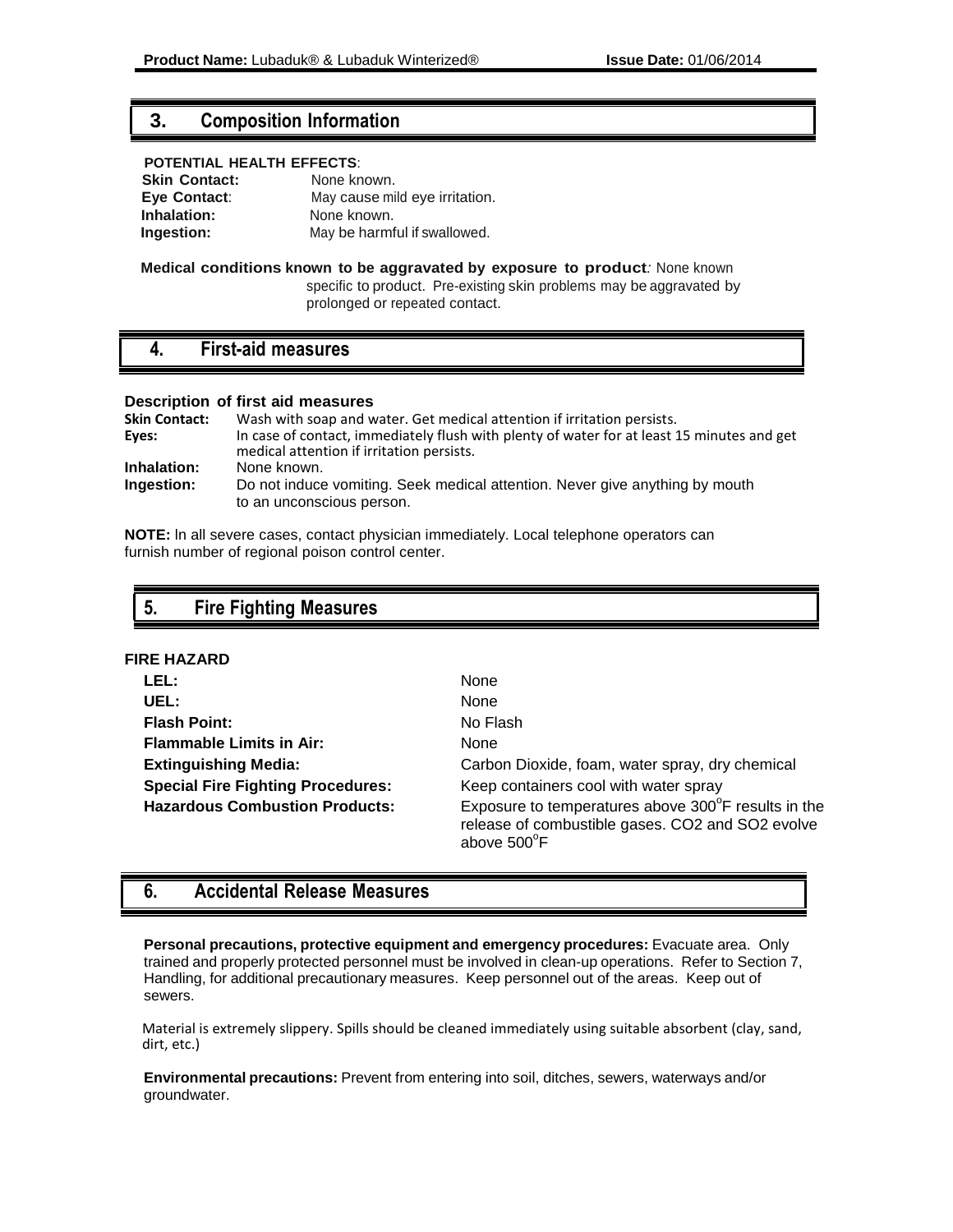## 3. Composition Information

**POTENTIAL HEALTH EFFECTS**:

**Skin Contact:** None known.
**Eye Contact**: May cause mild eye irritation.
**Inhalation:** None known.
**Ingestion:** May be harmful if swallowed.

**Medical conditions known to be aggravated by exposure to product***:* None known specific to product. Pre-existing skin problems may be aggravated by prolonged or repeated contact.

## 4. First-aid measures

**Description of first aid measures**

**Skin Contact:** Wash with soap and water. Get medical attention if irritation persists.
**Eyes:** In case of contact, immediately flush with plenty of water for at least 15 minutes and get medical attention if irritation persists.
**Inhalation:** None known.
**Ingestion:** Do not induce vomiting. Seek medical attention. Never give anything by mouth to an unconscious person.

**NOTE:** In all severe cases, contact physician immediately. Local telephone operators can furnish number of regional poison control center.

## 5. Fire Fighting Measures

**FIRE HAZARD**

| | |
|---|---|
| **LEL:** | None |
| **UEL:** | None |
| **Flash Point:** | No Flash |
| **Flammable Limits in Air:** | None |
| **Extinguishing Media:** | Carbon Dioxide, foam, water spray, dry chemical |
| **Special Fire Fighting Procedures:** | Keep containers cool with water spray |
| **Hazardous Combustion Products:** | Exposure to temperatures above 300°F results in the release of combustible gases. $CO_2$ and $SO_2$ evolve above 500°F |

## 6. Accidental Release Measures

**Personal precautions, protective equipment and emergency procedures:** Evacuate area. Only trained and properly protected personnel must be involved in clean-up operations. Refer to Section 7, Handling, for additional precautionary measures. Keep personnel out of the areas. Keep out of sewers.

Material is extremely slippery. Spills should be cleaned immediately using suitable absorbent (clay, sand, dirt, etc.)

**Environmental precautions:** Prevent from entering into soil, ditches, sewers, waterways and/or groundwater.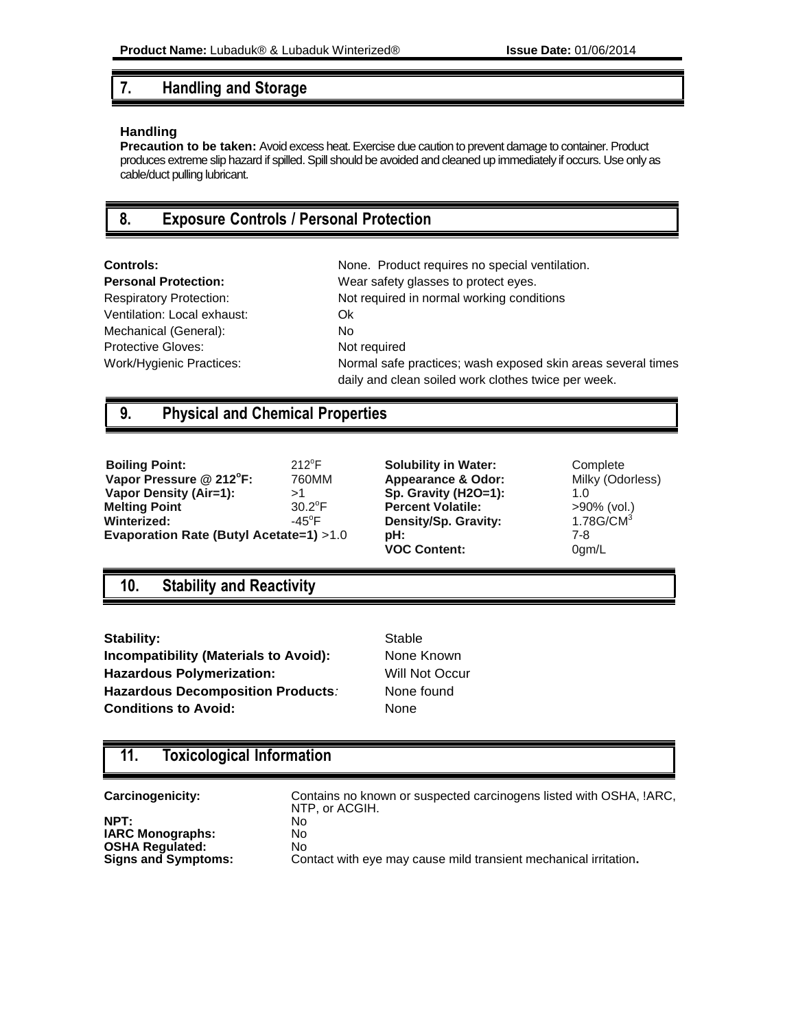## 7. Handling and Storage

### Handling

**Precaution to be taken:** Avoid excess heat. Exercise due caution to prevent damage to container. Product produces extreme slip hazard if spilled. Spill should be avoided and cleaned up immediately if occurs. Use only as cable/duct pulling lubricant.

## 8. Exposure Controls / Personal Protection

| | |
|---|---|
| **Controls:** | None. Product requires no special ventilation. |
| **Personal Protection:** | Wear safety glasses to protect eyes. |
| Respiratory Protection: | Not required in normal working conditions |
| Ventilation: Local exhaust: | Ok |
| Mechanical (General): | No |
| Protective Gloves: | Not required |
| Work/Hygienic Practices: | Normal safe practices; wash exposed skin areas several times daily and clean soiled work clothes twice per week. |

## 9. Physical and Chemical Properties

| | | | |
|---|---|---|---|
| **Boiling Point:** | 212°F | **Solubility in Water:** | Complete |
| **Vapor Pressure @ 212°F:** | 760MM | **Appearance & Odor:** | Milky (Odorless) |
| **Vapor Density (Air=1):** | >1 | **Sp. Gravity (H2O=1):** | 1.0 |
| **Melting Point** | 30.2°F | **Percent Volatile:** | >90% (vol.) |
| **Winterized:** | -45°F | **Density/Sp. Gravity:** | 1.78G/CM$^3$ |
| **Evaporation Rate (Butyl Acetate=1)** | >1.0 | **pH:** | 7-8 |
| | | **VOC Content:** | 0gm/L |

## 10. Stability and Reactivity

| | |
|---|---|
| **Stability:** | Stable |
| **Incompatibility (Materials to Avoid):** | None Known |
| **Hazardous Polymerization:** | Will Not Occur |
| **Hazardous Decomposition Products***:* | None found |
| **Conditions to Avoid:** | None |

## 11. Toxicological Information

| | |
|---|---|
| **Carcinogenicity:** | Contains no known or suspected carcinogens listed with OSHA, !ARC, NTP, or ACGIH. |
| **NPT:** | No |
| **IARC Monographs:** | No |
| **OSHA Regulated:** | No |
| **Signs and Symptoms:** | Contact with eye may cause mild transient mechanical irritation**.** |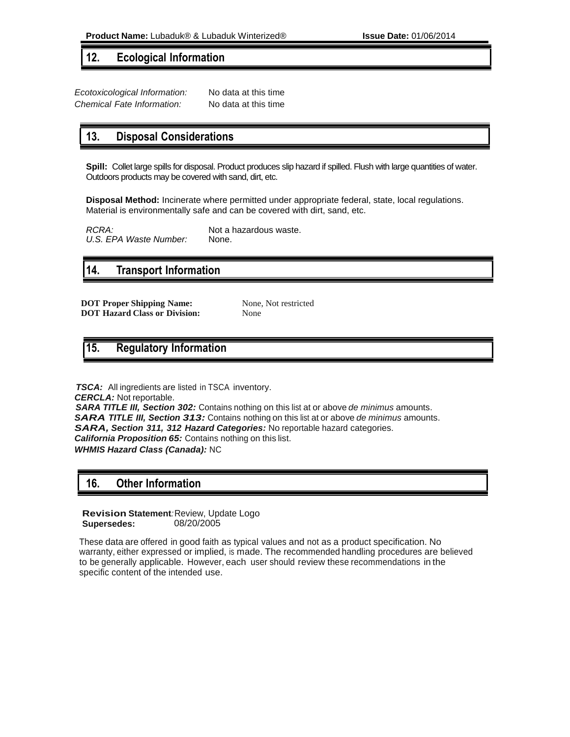## 12. Ecological Information

*Ecotoxicological Information:* No data at this time
*Chemical Fate Information:* No data at this time

## 13. Disposal Considerations

**Spill:** Collet large spills for disposal. Product produces slip hazard if spilled. Flush with large quantities of water. Outdoors products may be covered with sand, dirt, etc.

**Disposal Method:** Incinerate where permitted under appropriate federal, state, local regulations. Material is environmentally safe and can be covered with dirt, sand, etc.

*RCRA:* Not a hazardous waste.
*U.S. EPA Waste Number:* None.

## 14. Transport Information

**DOT Proper Shipping Name:** None, Not restricted
**DOT Hazard Class or Division:** None

## 15. Regulatory Information

***TSCA:*** All ingredients are listed in TSCA inventory.
***CERCLA:*** Not reportable.
***SARA TITLE III, Section 302:*** Contains nothing on this list at or above *de minimus* amounts.
***SARA TITLE III, Section 313:*** Contains nothing on this list at or above *de minimus* amounts.
***SARA, Section 311, 312 Hazard Categories:*** No reportable hazard categories.
***California Proposition 65:*** Contains nothing on this list.
***WHMIS Hazard Class (Canada):*** NC

## 16. Other Information

**Revision Statement***:* Review, Update Logo
**Supersedes:** 08/20/2005

These data are offered in good faith as typical values and not as a product specification. No warranty, either expressed or implied, is made. The recommended handling procedures are believed to be generally applicable. However, each user should review these recommendations in the specific content of the intended use.